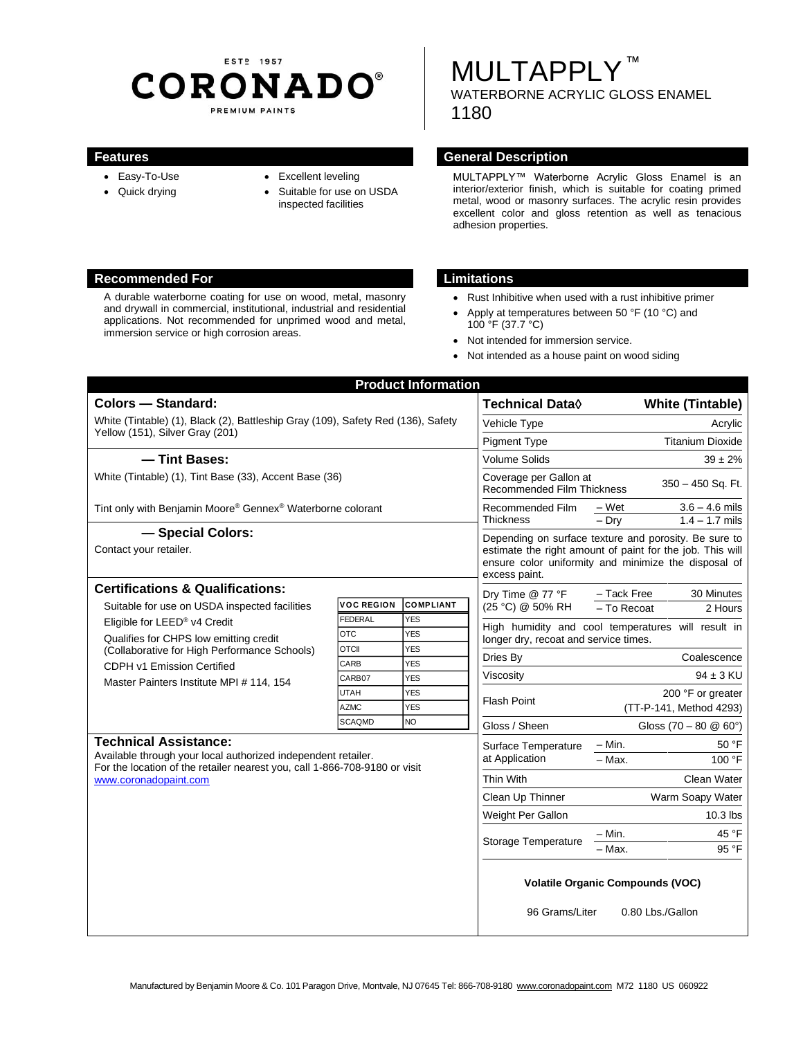ESTD 1957

**CORONADO®**

PREMIUM PAINTS

# MULTAPPLY™

WATERBORNE ACRYLIC GLOSS ENAMEL

1180

## Features

- Easy-To-Use
- Quick drying
- Excellent leveling
- Suitable for use on USDA inspected facilities

## General Description

MULTAPPLY™ Waterborne Acrylic Gloss Enamel is an interior/exterior finish, which is suitable for coating primed metal, wood or masonry surfaces. The acrylic resin provides excellent color and gloss retention as well as tenacious adhesion properties.

## Recommended For

A durable waterborne coating for use on wood, metal, masonry and drywall in commercial, institutional, industrial and residential applications. Not recommended for unprimed wood and metal, immersion service or high corrosion areas.

## Limitations

- Rust Inhibitive when used with a rust inhibitive primer
- Apply at temperatures between 50 °F (10 °C) and 100 °F (37.7 °C)
- Not intended for immersion service.
- Not intended as a house paint on wood siding

## Product Information

### Colors — Standard:

White (Tintable) (1), Black (2), Battleship Gray (109), Safety Red (136), Safety Yellow (151), Silver Gray (201)

### — Tint Bases:

White (Tintable) (1), Tint Base (33), Accent Base (36)

Tint only with Benjamin Moore® Gennex® Waterborne colorant

### — Special Colors:

Contact your retailer.

### Certifications & Qualifications:

Suitable for use on USDA inspected facilities

Eligible for LEED® v4 Credit

Qualifies for CHPS low emitting credit (Collaborative for High Performance Schools)

CDPH v1 Emission Certified

Master Painters Institute MPI # 114, 154

| VOC REGION | COMPLIANT |
|---|---|
| FEDERAL | YES |
| OTC | YES |
| OTCII | YES |
| CARB | YES |
| CARB07 | YES |
| UTAH | YES |
| AZMC | YES |
| SCAQMD | NO |

### Technical Assistance:

Available through your local authorized independent retailer. For the location of the retailer nearest you, call 1-866-708-9180 or visit www.coronadopaint.com

| Technical Data◊ | | White (Tintable) |
|---|---|---|
| Vehicle Type | | Acrylic |
| Pigment Type | | Titanium Dioxide |
| Volume Solids | | 39 ± 2% |
| Coverage per Gallon at Recommended Film Thickness | | 350 – 450 Sq. Ft. |
| Recommended Film Thickness | – Wet | 3.6 – 4.6 mils |
| | – Dry | 1.4 – 1.7 mils |
| Depending on surface texture and porosity. Be sure to estimate the right amount of paint for the job. This will ensure color uniformity and minimize the disposal of excess paint. | | |
| Dry Time @ 77 °F (25 °C) @ 50% RH | – Tack Free | 30 Minutes |
| | – To Recoat | 2 Hours |
| High humidity and cool temperatures will result in longer dry, recoat and service times. | | |
| Dries By | | Coalescence |
| Viscosity | | 94 ± 3 KU |
| Flash Point | | 200 °F or greater (TT-P-141, Method 4293) |
| Gloss / Sheen | | Gloss (70 – 80 @ 60°) |
| Surface Temperature at Application | – Min. | 50 °F |
| | – Max. | 100 °F |
| Thin With | | Clean Water |
| Clean Up Thinner | | Warm Soapy Water |
| Weight Per Gallon | | 10.3 lbs |
| Storage Temperature | – Min. | 45 °F |
| | – Max. | 95 °F |

**Volatile Organic Compounds (VOC)**

96 Grams/Liter 0.80 Lbs./Gallon

Manufactured by Benjamin Moore & Co. 101 Paragon Drive, Montvale, NJ 07645 Tel: 866-708-9180 www.coronadopaint.com M72 1180 US 060922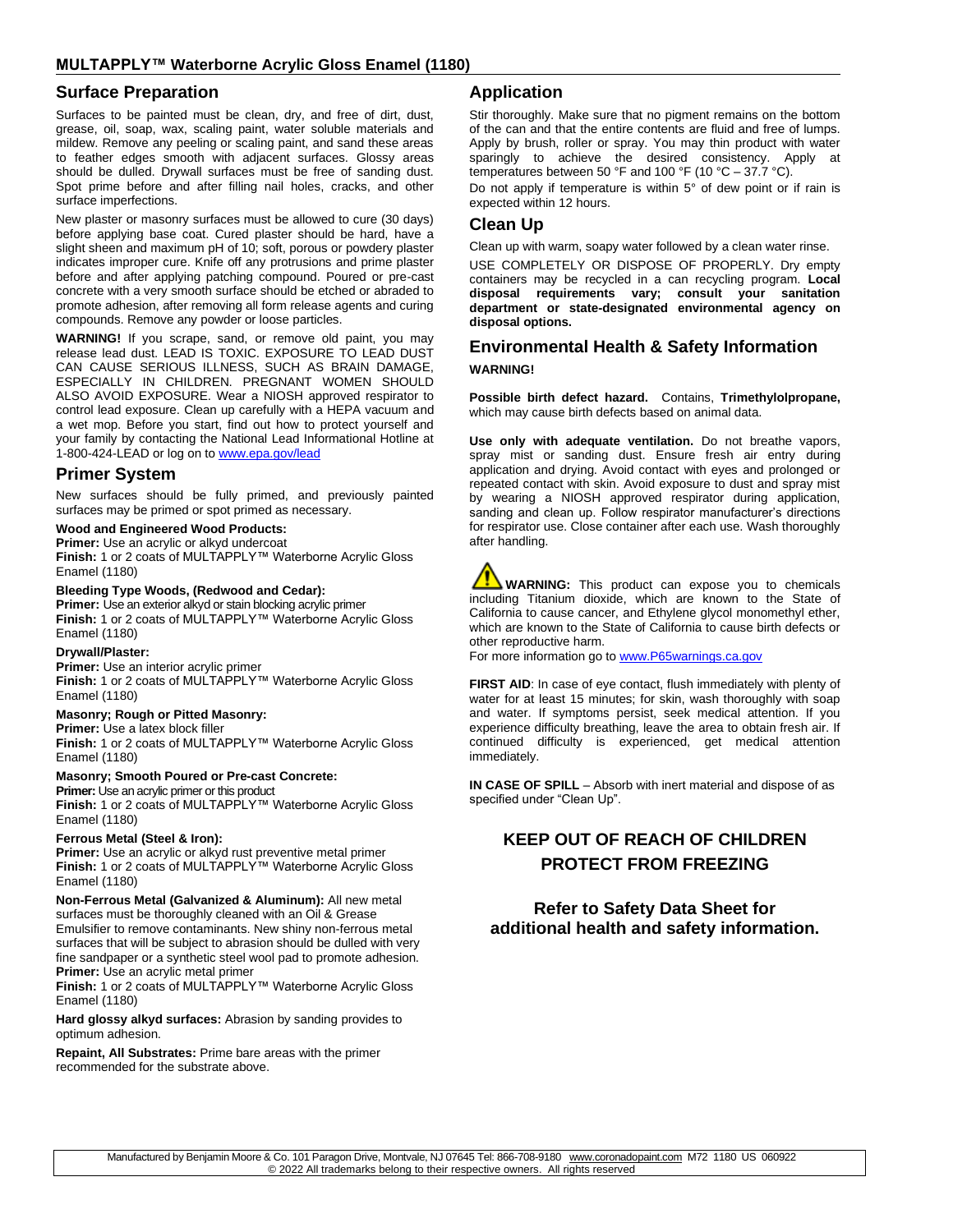## Surface Preparation

Surfaces to be painted must be clean, dry, and free of dirt, dust, grease, oil, soap, wax, scaling paint, water soluble materials and mildew. Remove any peeling or scaling paint, and sand these areas to feather edges smooth with adjacent surfaces. Glossy areas should be dulled. Drywall surfaces must be free of sanding dust. Spot prime before and after filling nail holes, cracks, and other surface imperfections.

New plaster or masonry surfaces must be allowed to cure (30 days) before applying base coat. Cured plaster should be hard, have a slight sheen and maximum pH of 10; soft, porous or powdery plaster indicates improper cure. Knife off any protrusions and prime plaster before and after applying patching compound. Poured or pre-cast concrete with a very smooth surface should be etched or abraded to promote adhesion, after removing all form release agents and curing compounds. Remove any powder or loose particles.

**WARNING!** If you scrape, sand, or remove old paint, you may release lead dust. LEAD IS TOXIC. EXPOSURE TO LEAD DUST CAN CAUSE SERIOUS ILLNESS, SUCH AS BRAIN DAMAGE, ESPECIALLY IN CHILDREN. PREGNANT WOMEN SHOULD ALSO AVOID EXPOSURE. Wear a NIOSH approved respirator to control lead exposure. Clean up carefully with a HEPA vacuum and a wet mop. Before you start, find out how to protect yourself and your family by contacting the National Lead Informational Hotline at 1-800-424-LEAD or log on to www.epa.gov/lead

## Primer System

New surfaces should be fully primed, and previously painted surfaces may be primed or spot primed as necessary.

**Wood and Engineered Wood Products:**
**Primer:** Use an acrylic or alkyd undercoat
**Finish:** 1 or 2 coats of MULTAPPLY™ Waterborne Acrylic Gloss Enamel (1180)

**Bleeding Type Woods, (Redwood and Cedar):**
**Primer:** Use an exterior alkyd or stain blocking acrylic primer
**Finish:** 1 or 2 coats of MULTAPPLY™ Waterborne Acrylic Gloss Enamel (1180)

**Drywall/Plaster:**
**Primer:** Use an interior acrylic primer
**Finish:** 1 or 2 coats of MULTAPPLY™ Waterborne Acrylic Gloss Enamel (1180)

**Masonry; Rough or Pitted Masonry:**
**Primer:** Use a latex block filler
**Finish:** 1 or 2 coats of MULTAPPLY™ Waterborne Acrylic Gloss Enamel (1180)

**Masonry; Smooth Poured or Pre-cast Concrete:**
**Primer:** Use an acrylic primer or this product
**Finish:** 1 or 2 coats of MULTAPPLY™ Waterborne Acrylic Gloss Enamel (1180)

**Ferrous Metal (Steel & Iron):**
**Primer:** Use an acrylic or alkyd rust preventive metal primer
**Finish:** 1 or 2 coats of MULTAPPLY™ Waterborne Acrylic Gloss Enamel (1180)

**Non-Ferrous Metal (Galvanized & Aluminum):** All new metal surfaces must be thoroughly cleaned with an Oil & Grease Emulsifier to remove contaminants. New shiny non-ferrous metal surfaces that will be subject to abrasion should be dulled with very fine sandpaper or a synthetic steel wool pad to promote adhesion.
**Primer:** Use an acrylic metal primer
**Finish:** 1 or 2 coats of MULTAPPLY™ Waterborne Acrylic Gloss Enamel (1180)

**Hard glossy alkyd surfaces:** Abrasion by sanding provides to optimum adhesion.

**Repaint, All Substrates:** Prime bare areas with the primer recommended for the substrate above.

## Application

Stir thoroughly. Make sure that no pigment remains on the bottom of the can and that the entire contents are fluid and free of lumps. Apply by brush, roller or spray. You may thin this product with water sparingly to achieve the desired consistency. Apply at temperatures between 50 °F and 100 °F (10 °C – 37.7 °C).

Do not apply if temperature is within 5° of dew point or if rain is expected within 12 hours.

## Clean Up

Clean up with warm, soapy water followed by a clean water rinse.

USE COMPLETELY OR DISPOSE OF PROPERLY. Dry empty containers may be recycled in a can recycling program. **Local disposal requirements vary; consult your sanitation department or state-designated environmental agency on disposal options.**

## Environmental Health & Safety Information

**WARNING!**

**Possible birth defect hazard.** Contains, **Trimethylolpropane,** which may cause birth defects based on animal data.

**Use only with adequate ventilation.** Do not breathe vapors, spray mist or sanding dust. Ensure fresh air entry during application and drying. Avoid contact with eyes and prolonged or repeated contact with skin. Avoid exposure to dust and spray mist by wearing a NIOSH approved respirator during application, sanding and clean up. Follow respirator manufacturer's directions for respirator use. Close container after each use. Wash thoroughly after handling.

**WARNING:** This product can expose you to chemicals including Titanium dioxide, which are known to the State of California to cause cancer, and Ethylene glycol monomethyl ether, which are known to the State of California to cause birth defects or other reproductive harm.
For more information go to www.P65warnings.ca.gov

**FIRST AID**: In case of eye contact, flush immediately with plenty of water for at least 15 minutes; for skin, wash thoroughly with soap and water. If symptoms persist, seek medical attention. If you experience difficulty breathing, leave the area to obtain fresh air. If continued difficulty is experienced, get medical attention immediately.

**IN CASE OF SPILL** – Absorb with inert material and dispose of as specified under "Clean Up".

**KEEP OUT OF REACH OF CHILDREN**
**PROTECT FROM FREEZING**

**Refer to Safety Data Sheet for additional health and safety information.**

Manufactured by Benjamin Moore & Co. 101 Paragon Drive, Montvale, NJ 07645 Tel: 866-708-9180 www.coronadopaint.com M72 1180 US 060922
© 2022 All trademarks belong to their respective owners. All rights reserved